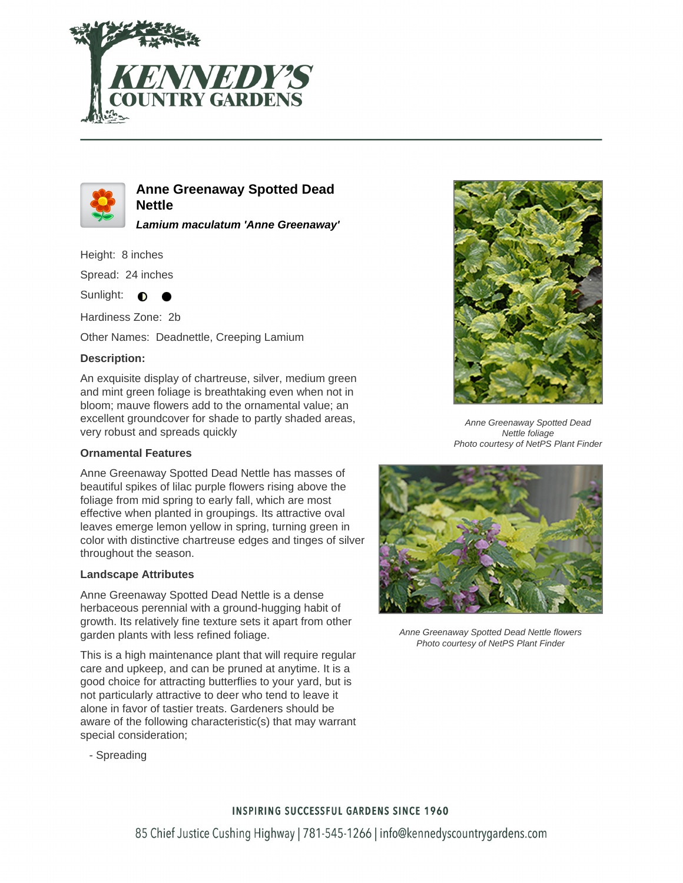# Anne Greenaway Spotted Dead Nettle

***Lamium maculatum 'Anne Greenaway'***

Height: 8 inches

Spread: 24 inches

Sunlight: ◐ ●

Hardiness Zone: 2b

Other Names: Deadnettle, Creeping Lamium

### Description:

An exquisite display of chartreuse, silver, medium green and mint green foliage is breathtaking even when not in bloom; mauve flowers add to the ornamental value; an excellent groundcover for shade to partly shaded areas, very robust and spreads quickly

### Ornamental Features

Anne Greenaway Spotted Dead Nettle has masses of beautiful spikes of lilac purple flowers rising above the foliage from mid spring to early fall, which are most effective when planted in groupings. Its attractive oval leaves emerge lemon yellow in spring, turning green in color with distinctive chartreuse edges and tinges of silver throughout the season.

### Landscape Attributes

Anne Greenaway Spotted Dead Nettle is a dense herbaceous perennial with a ground-hugging habit of growth. Its relatively fine texture sets it apart from other garden plants with less refined foliage.

This is a high maintenance plant that will require regular care and upkeep, and can be pruned at anytime. It is a good choice for attracting butterflies to your yard, but is not particularly attractive to deer who tend to leave it alone in favor of tastier treats. Gardeners should be aware of the following characteristic(s) that may warrant special consideration;

- Spreading

*Anne Greenaway Spotted Dead Nettle foliage*
*Photo courtesy of NetPS Plant Finder*

*Anne Greenaway Spotted Dead Nettle flowers*
*Photo courtesy of NetPS Plant Finder*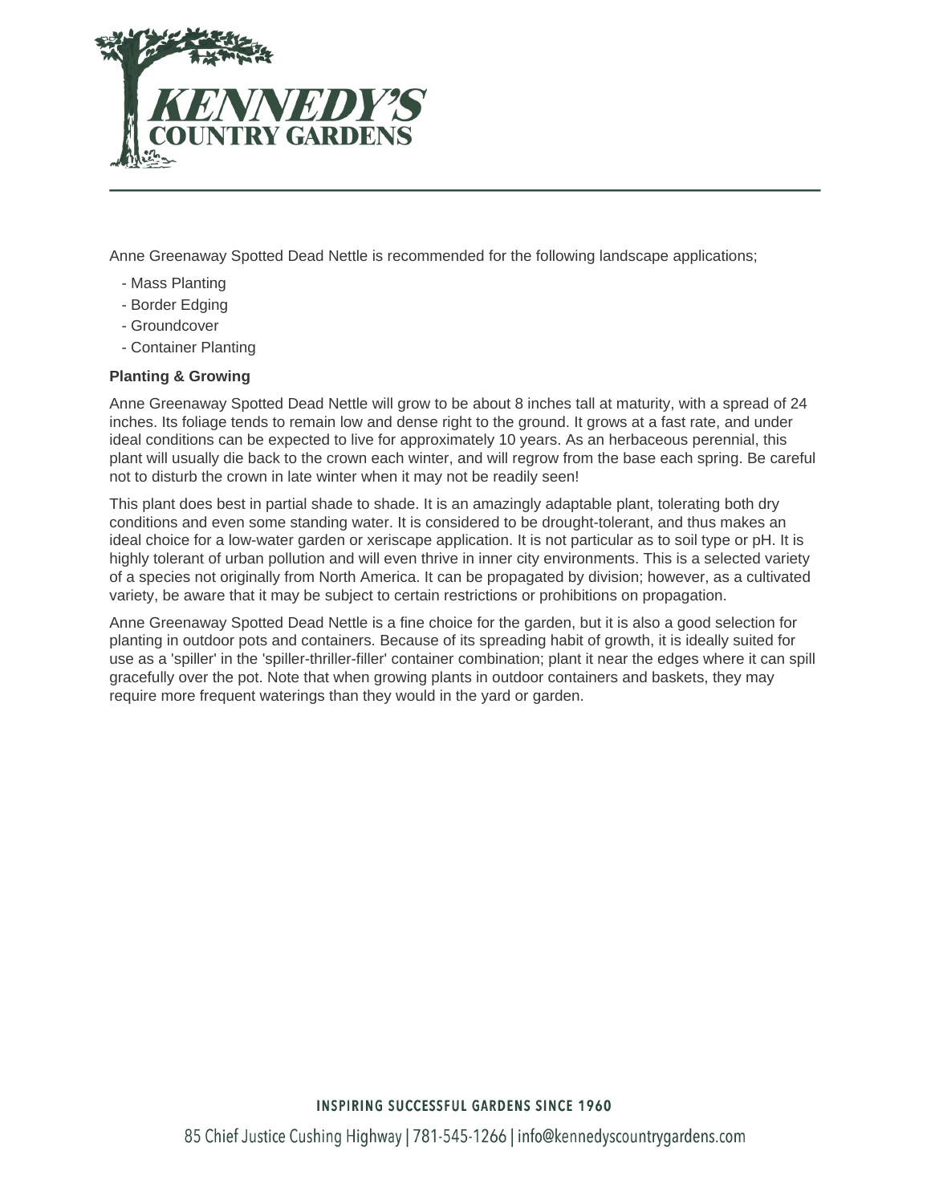Anne Greenaway Spotted Dead Nettle is recommended for the following landscape applications;

- Mass Planting
- Border Edging
- Groundcover
- Container Planting

**Planting & Growing**

Anne Greenaway Spotted Dead Nettle will grow to be about 8 inches tall at maturity, with a spread of 24 inches. Its foliage tends to remain low and dense right to the ground. It grows at a fast rate, and under ideal conditions can be expected to live for approximately 10 years. As an herbaceous perennial, this plant will usually die back to the crown each winter, and will regrow from the base each spring. Be careful not to disturb the crown in late winter when it may not be readily seen!

This plant does best in partial shade to shade. It is an amazingly adaptable plant, tolerating both dry conditions and even some standing water. It is considered to be drought-tolerant, and thus makes an ideal choice for a low-water garden or xeriscape application. It is not particular as to soil type or pH. It is highly tolerant of urban pollution and will even thrive in inner city environments. This is a selected variety of a species not originally from North America. It can be propagated by division; however, as a cultivated variety, be aware that it may be subject to certain restrictions or prohibitions on propagation.

Anne Greenaway Spotted Dead Nettle is a fine choice for the garden, but it is also a good selection for planting in outdoor pots and containers. Because of its spreading habit of growth, it is ideally suited for use as a 'spiller' in the 'spiller-thriller-filler' container combination; plant it near the edges where it can spill gracefully over the pot. Note that when growing plants in outdoor containers and baskets, they may require more frequent waterings than they would in the yard or garden.